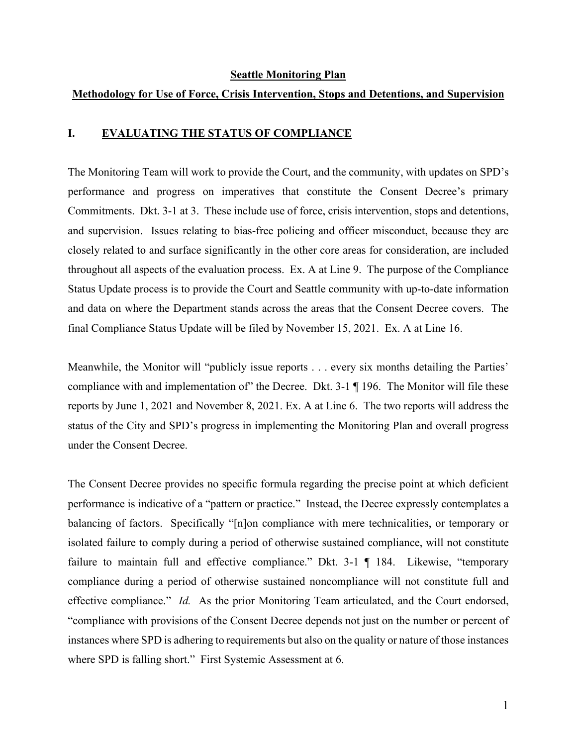**Seattle Monitoring Plan**

**Methodology for Use of Force, Crisis Intervention, Stops and Detentions, and Supervision**

## I. EVALUATING THE STATUS OF COMPLIANCE

The Monitoring Team will work to provide the Court, and the community, with updates on SPD's performance and progress on imperatives that constitute the Consent Decree's primary Commitments. Dkt. 3-1 at 3. These include use of force, crisis intervention, stops and detentions, and supervision. Issues relating to bias-free policing and officer misconduct, because they are closely related to and surface significantly in the other core areas for consideration, are included throughout all aspects of the evaluation process. Ex. A at Line 9. The purpose of the Compliance Status Update process is to provide the Court and Seattle community with up-to-date information and data on where the Department stands across the areas that the Consent Decree covers. The final Compliance Status Update will be filed by November 15, 2021. Ex. A at Line 16.

Meanwhile, the Monitor will "publicly issue reports . . . every six months detailing the Parties' compliance with and implementation of" the Decree. Dkt. 3-1 ¶ 196. The Monitor will file these reports by June 1, 2021 and November 8, 2021. Ex. A at Line 6. The two reports will address the status of the City and SPD's progress in implementing the Monitoring Plan and overall progress under the Consent Decree.

The Consent Decree provides no specific formula regarding the precise point at which deficient performance is indicative of a "pattern or practice." Instead, the Decree expressly contemplates a balancing of factors. Specifically "[n]on compliance with mere technicalities, or temporary or isolated failure to comply during a period of otherwise sustained compliance, will not constitute failure to maintain full and effective compliance." Dkt. 3-1 ¶ 184. Likewise, "temporary compliance during a period of otherwise sustained noncompliance will not constitute full and effective compliance." *Id.* As the prior Monitoring Team articulated, and the Court endorsed, "compliance with provisions of the Consent Decree depends not just on the number or percent of instances where SPD is adhering to requirements but also on the quality or nature of those instances where SPD is falling short." First Systemic Assessment at 6.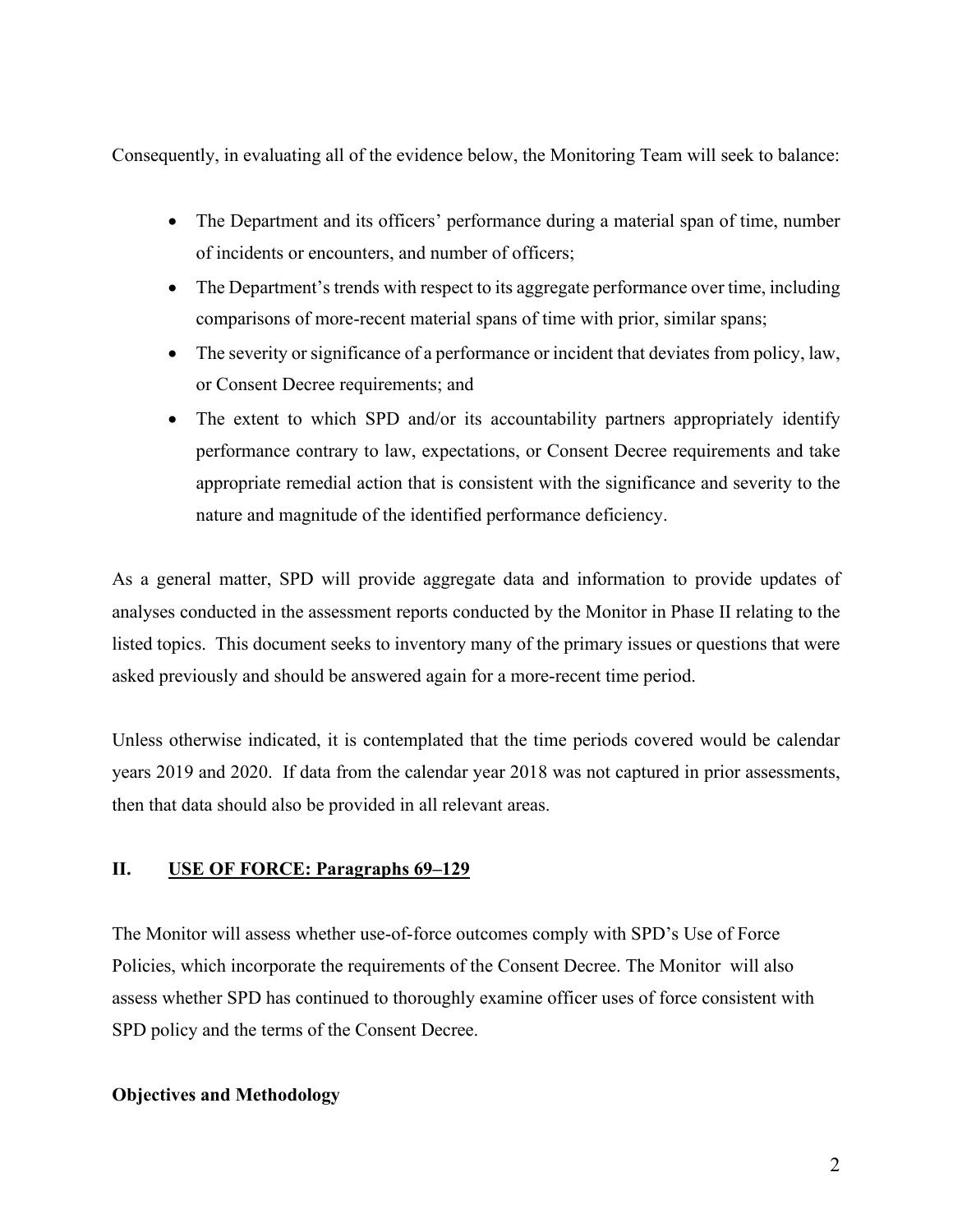Consequently, in evaluating all of the evidence below, the Monitoring Team will seek to balance:

- The Department and its officers' performance during a material span of time, number of incidents or encounters, and number of officers;
- The Department's trends with respect to its aggregate performance over time, including comparisons of more-recent material spans of time with prior, similar spans;
- The severity or significance of a performance or incident that deviates from policy, law, or Consent Decree requirements; and
- The extent to which SPD and/or its accountability partners appropriately identify performance contrary to law, expectations, or Consent Decree requirements and take appropriate remedial action that is consistent with the significance and severity to the nature and magnitude of the identified performance deficiency.

As a general matter, SPD will provide aggregate data and information to provide updates of analyses conducted in the assessment reports conducted by the Monitor in Phase II relating to the listed topics. This document seeks to inventory many of the primary issues or questions that were asked previously and should be answered again for a more-recent time period.

Unless otherwise indicated, it is contemplated that the time periods covered would be calendar years 2019 and 2020. If data from the calendar year 2018 was not captured in prior assessments, then that data should also be provided in all relevant areas.

## II. USE OF FORCE: Paragraphs 69–129

The Monitor will assess whether use-of-force outcomes comply with SPD's Use of Force Policies, which incorporate the requirements of the Consent Decree. The Monitor will also assess whether SPD has continued to thoroughly examine officer uses of force consistent with SPD policy and the terms of the Consent Decree.

### Objectives and Methodology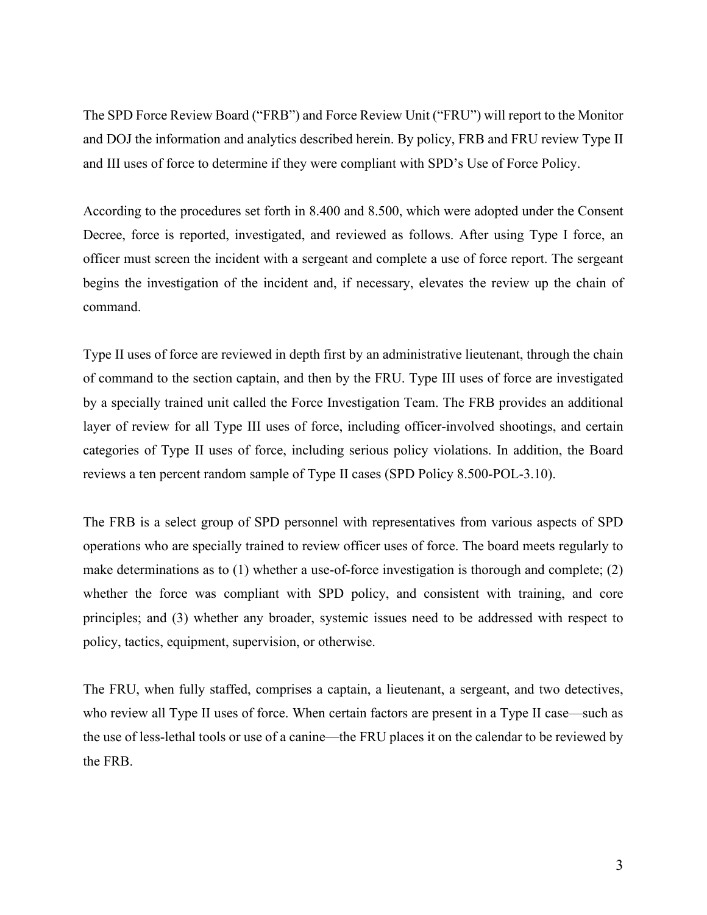The SPD Force Review Board ("FRB") and Force Review Unit ("FRU") will report to the Monitor and DOJ the information and analytics described herein. By policy, FRB and FRU review Type II and III uses of force to determine if they were compliant with SPD's Use of Force Policy.

According to the procedures set forth in 8.400 and 8.500, which were adopted under the Consent Decree, force is reported, investigated, and reviewed as follows. After using Type I force, an officer must screen the incident with a sergeant and complete a use of force report. The sergeant begins the investigation of the incident and, if necessary, elevates the review up the chain of command.

Type II uses of force are reviewed in depth first by an administrative lieutenant, through the chain of command to the section captain, and then by the FRU. Type III uses of force are investigated by a specially trained unit called the Force Investigation Team. The FRB provides an additional layer of review for all Type III uses of force, including officer-involved shootings, and certain categories of Type II uses of force, including serious policy violations. In addition, the Board reviews a ten percent random sample of Type II cases (SPD Policy 8.500-POL-3.10).

The FRB is a select group of SPD personnel with representatives from various aspects of SPD operations who are specially trained to review officer uses of force. The board meets regularly to make determinations as to (1) whether a use-of-force investigation is thorough and complete; (2) whether the force was compliant with SPD policy, and consistent with training, and core principles; and (3) whether any broader, systemic issues need to be addressed with respect to policy, tactics, equipment, supervision, or otherwise.

The FRU, when fully staffed, comprises a captain, a lieutenant, a sergeant, and two detectives, who review all Type II uses of force. When certain factors are present in a Type II case—such as the use of less-lethal tools or use of a canine—the FRU places it on the calendar to be reviewed by the FRB.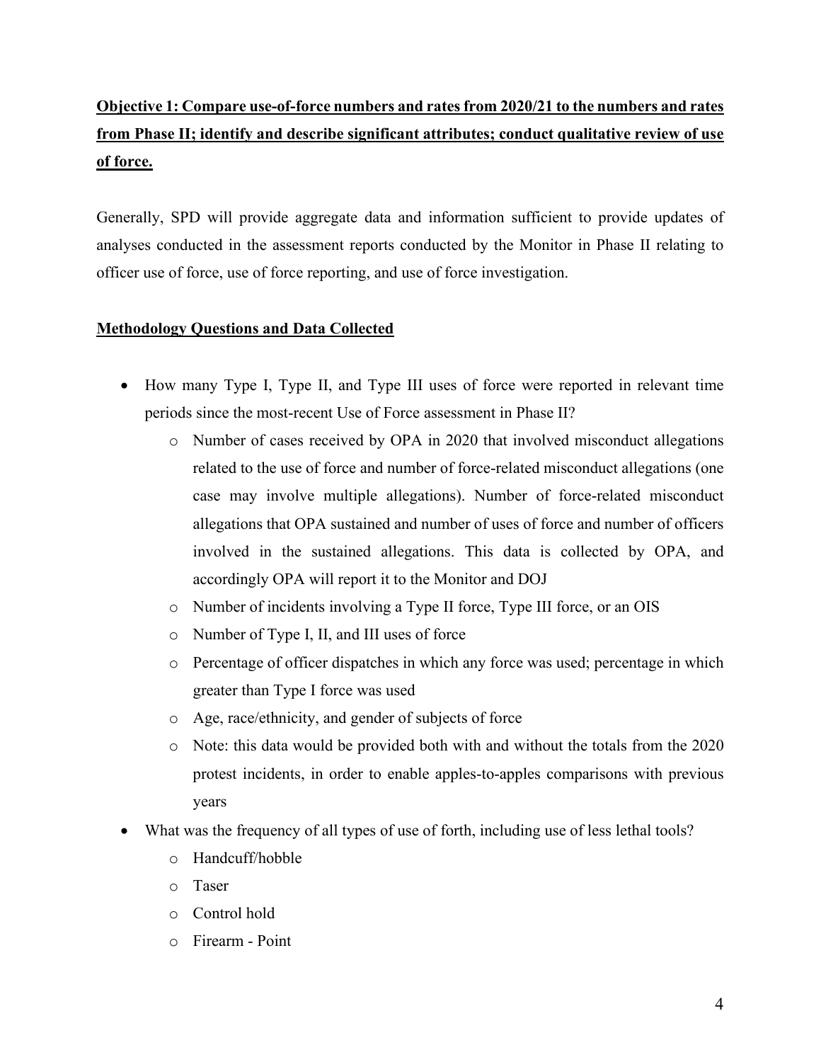**Objective 1: Compare use-of-force numbers and rates from 2020/21 to the numbers and rates from Phase II; identify and describe significant attributes; conduct qualitative review of use of force.**

Generally, SPD will provide aggregate data and information sufficient to provide updates of analyses conducted in the assessment reports conducted by the Monitor in Phase II relating to officer use of force, use of force reporting, and use of force investigation.

**Methodology Questions and Data Collected**

- How many Type I, Type II, and Type III uses of force were reported in relevant time periods since the most-recent Use of Force assessment in Phase II?
  - Number of cases received by OPA in 2020 that involved misconduct allegations related to the use of force and number of force-related misconduct allegations (one case may involve multiple allegations). Number of force-related misconduct allegations that OPA sustained and number of uses of force and number of officers involved in the sustained allegations. This data is collected by OPA, and accordingly OPA will report it to the Monitor and DOJ
  - Number of incidents involving a Type II force, Type III force, or an OIS
  - Number of Type I, II, and III uses of force
  - Percentage of officer dispatches in which any force was used; percentage in which greater than Type I force was used
  - Age, race/ethnicity, and gender of subjects of force
  - Note: this data would be provided both with and without the totals from the 2020 protest incidents, in order to enable apples-to-apples comparisons with previous years
- What was the frequency of all types of use of forth, including use of less lethal tools?
  - Handcuff/hobble
  - Taser
  - Control hold
  - Firearm - Point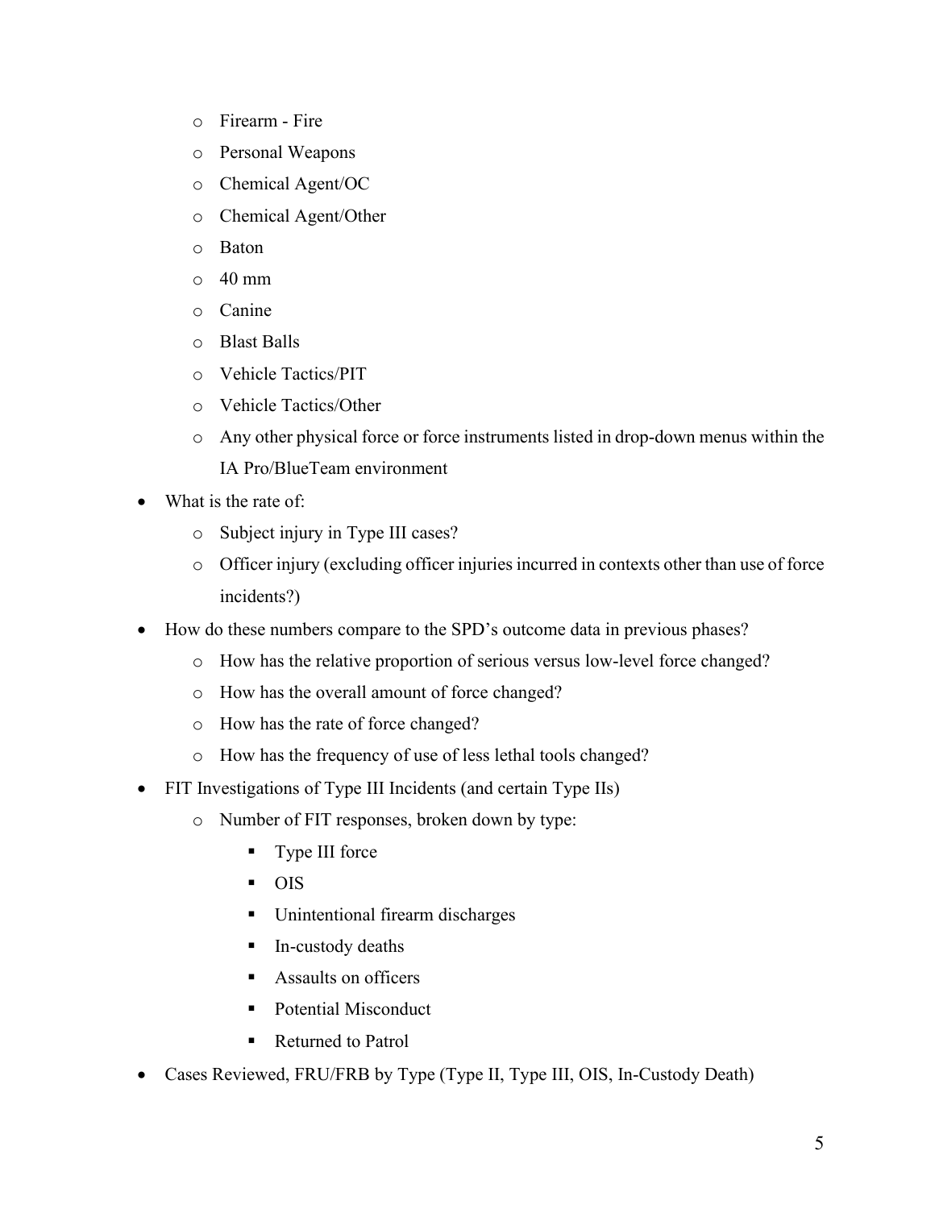- Firearm - Fire
    - Personal Weapons
    - Chemical Agent/OC
    - Chemical Agent/Other
    - Baton
    - 40 mm
    - Canine
    - Blast Balls
    - Vehicle Tactics/PIT
    - Vehicle Tactics/Other
    - Any other physical force or force instruments listed in drop-down menus within the IA Pro/BlueTeam environment
- What is the rate of:
    - Subject injury in Type III cases?
    - Officer injury (excluding officer injuries incurred in contexts other than use of force incidents?)
- How do these numbers compare to the SPD's outcome data in previous phases?
    - How has the relative proportion of serious versus low-level force changed?
    - How has the overall amount of force changed?
    - How has the rate of force changed?
    - How has the frequency of use of less lethal tools changed?
- FIT Investigations of Type III Incidents (and certain Type IIs)
    - Number of FIT responses, broken down by type:
        - Type III force
        - OIS
        - Unintentional firearm discharges
        - In-custody deaths
        - Assaults on officers
        - Potential Misconduct
        - Returned to Patrol
- Cases Reviewed, FRU/FRB by Type (Type II, Type III, OIS, In-Custody Death)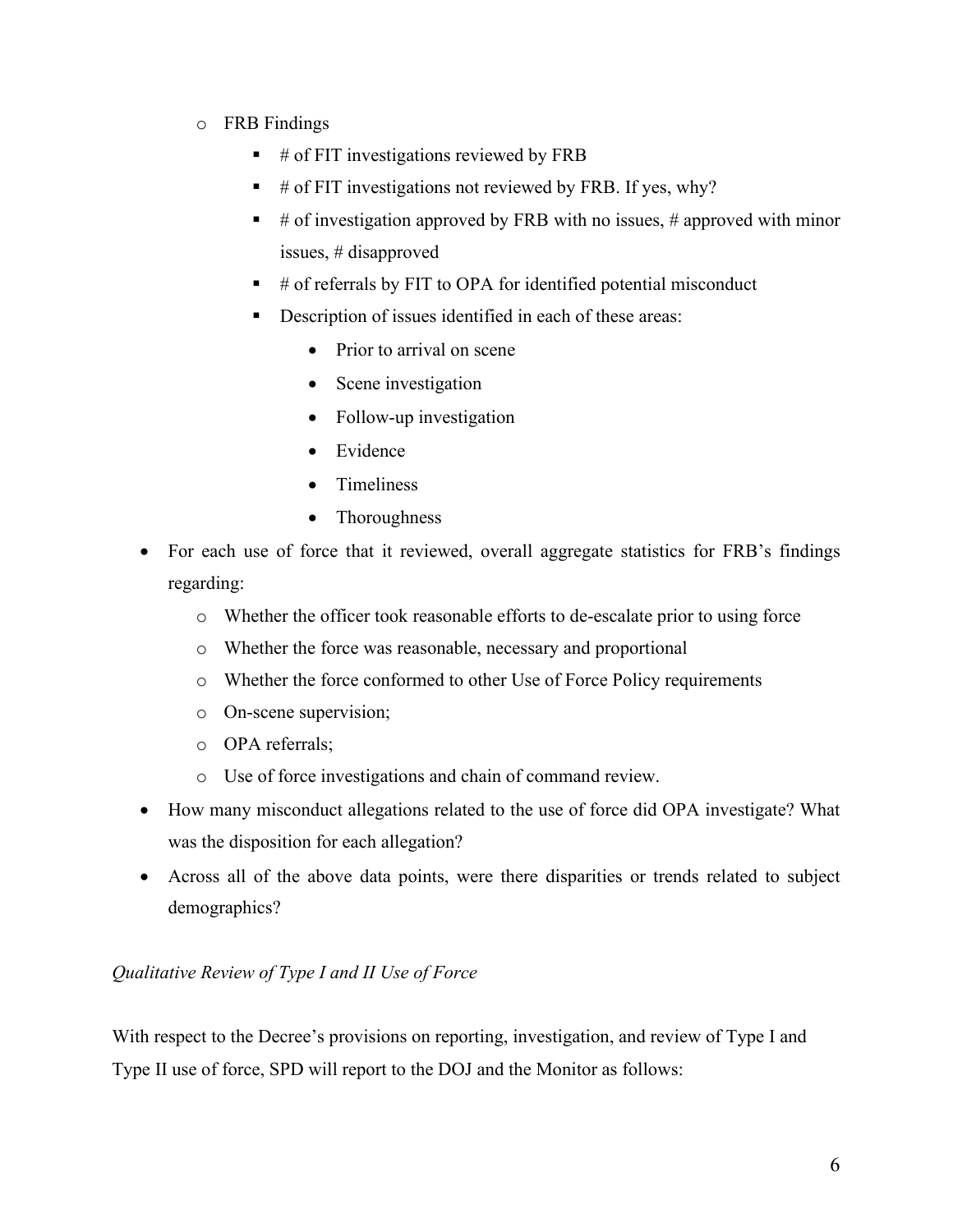- FRB Findings
  - # of FIT investigations reviewed by FRB
  - # of FIT investigations not reviewed by FRB. If yes, why?
  - # of investigation approved by FRB with no issues, # approved with minor issues, # disapproved
  - # of referrals by FIT to OPA for identified potential misconduct
  - Description of issues identified in each of these areas:
    - Prior to arrival on scene
    - Scene investigation
    - Follow-up investigation
    - Evidence
    - Timeliness
    - Thoroughness

- For each use of force that it reviewed, overall aggregate statistics for FRB's findings regarding:
  - Whether the officer took reasonable efforts to de-escalate prior to using force
  - Whether the force was reasonable, necessary and proportional
  - Whether the force conformed to other Use of Force Policy requirements
  - On-scene supervision;
  - OPA referrals;
  - Use of force investigations and chain of command review.
- How many misconduct allegations related to the use of force did OPA investigate? What was the disposition for each allegation?
- Across all of the above data points, were there disparities or trends related to subject demographics?

*Qualitative Review of Type I and II Use of Force*

With respect to the Decree's provisions on reporting, investigation, and review of Type I and Type II use of force, SPD will report to the DOJ and the Monitor as follows: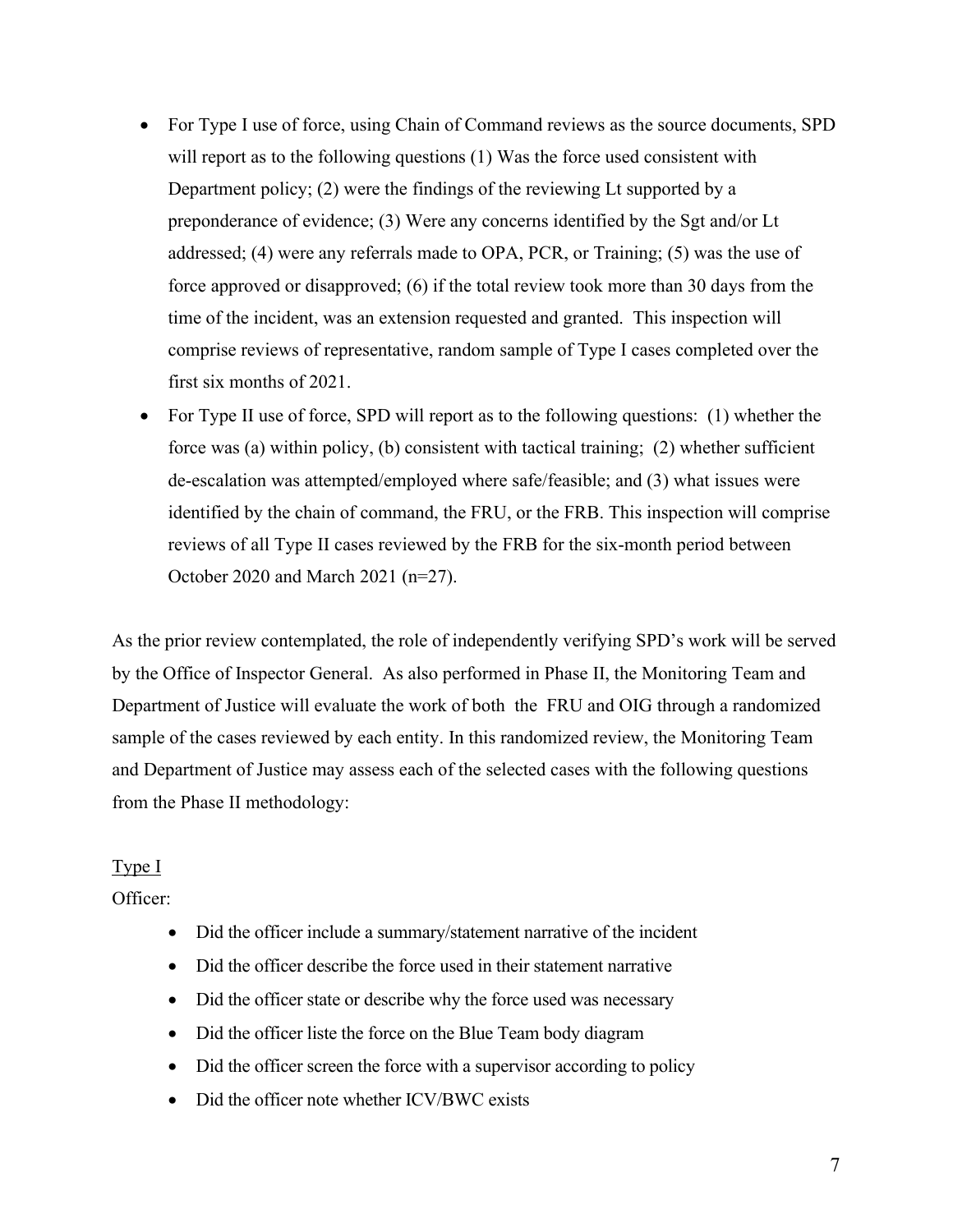- For Type I use of force, using Chain of Command reviews as the source documents, SPD will report as to the following questions (1) Was the force used consistent with Department policy; (2) were the findings of the reviewing Lt supported by a preponderance of evidence; (3) Were any concerns identified by the Sgt and/or Lt addressed; (4) were any referrals made to OPA, PCR, or Training; (5) was the use of force approved or disapproved; (6) if the total review took more than 30 days from the time of the incident, was an extension requested and granted. This inspection will comprise reviews of representative, random sample of Type I cases completed over the first six months of 2021.
- For Type II use of force, SPD will report as to the following questions: (1) whether the force was (a) within policy, (b) consistent with tactical training; (2) whether sufficient de-escalation was attempted/employed where safe/feasible; and (3) what issues were identified by the chain of command, the FRU, or the FRB. This inspection will comprise reviews of all Type II cases reviewed by the FRB for the six-month period between October 2020 and March 2021 (n=27).

As the prior review contemplated, the role of independently verifying SPD's work will be served by the Office of Inspector General. As also performed in Phase II, the Monitoring Team and Department of Justice will evaluate the work of both the FRU and OIG through a randomized sample of the cases reviewed by each entity. In this randomized review, the Monitoring Team and Department of Justice may assess each of the selected cases with the following questions from the Phase II methodology:

<u>Type I</u>

Officer:

- Did the officer include a summary/statement narrative of the incident
- Did the officer describe the force used in their statement narrative
- Did the officer state or describe why the force used was necessary
- Did the officer liste the force on the Blue Team body diagram
- Did the officer screen the force with a supervisor according to policy
- Did the officer note whether ICV/BWC exists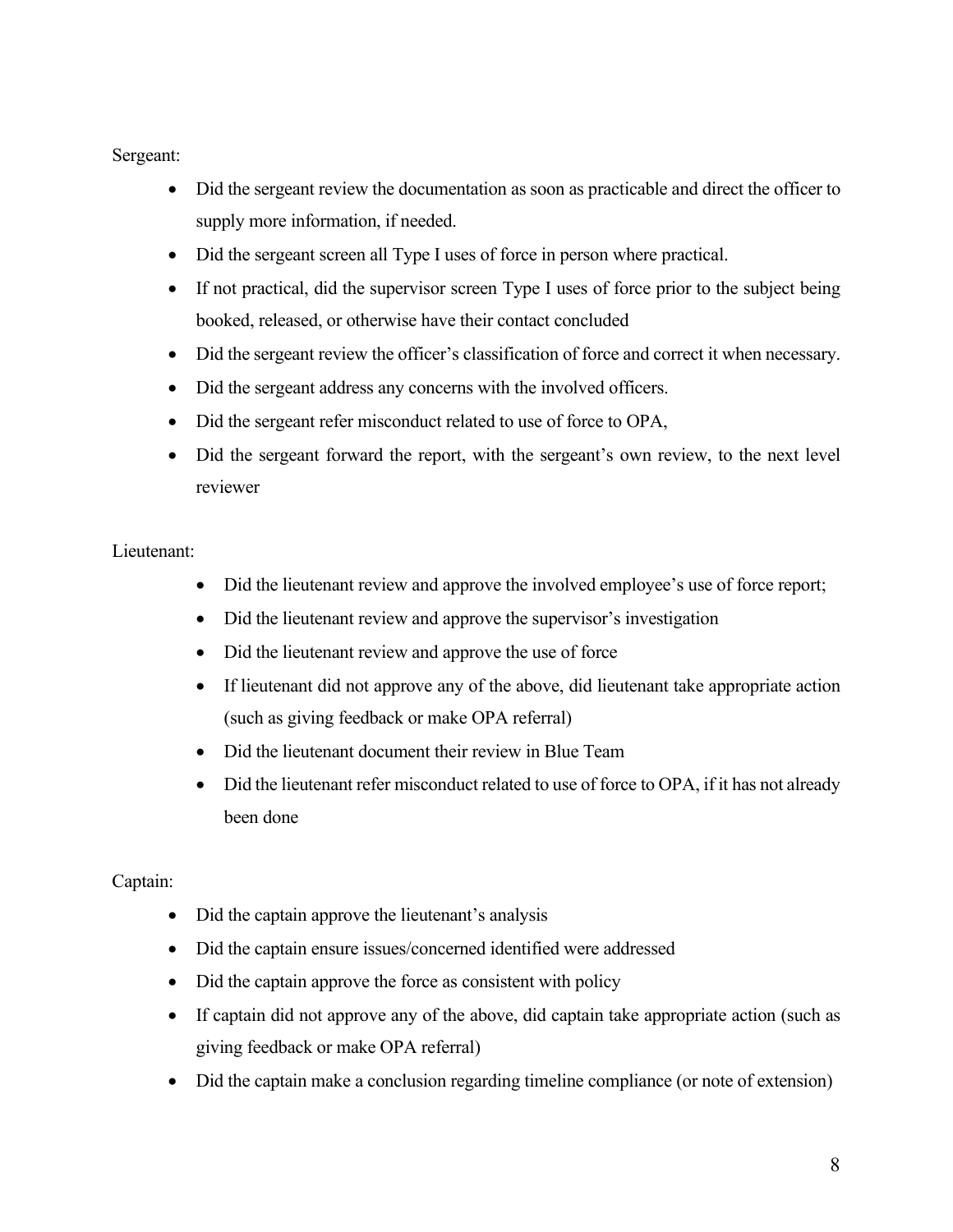Sergeant:

- Did the sergeant review the documentation as soon as practicable and direct the officer to supply more information, if needed.
- Did the sergeant screen all Type I uses of force in person where practical.
- If not practical, did the supervisor screen Type I uses of force prior to the subject being booked, released, or otherwise have their contact concluded
- Did the sergeant review the officer's classification of force and correct it when necessary.
- Did the sergeant address any concerns with the involved officers.
- Did the sergeant refer misconduct related to use of force to OPA,
- Did the sergeant forward the report, with the sergeant's own review, to the next level reviewer

Lieutenant:

- Did the lieutenant review and approve the involved employee's use of force report;
- Did the lieutenant review and approve the supervisor's investigation
- Did the lieutenant review and approve the use of force
- If lieutenant did not approve any of the above, did lieutenant take appropriate action (such as giving feedback or make OPA referral)
- Did the lieutenant document their review in Blue Team
- Did the lieutenant refer misconduct related to use of force to OPA, if it has not already been done

Captain:

- Did the captain approve the lieutenant's analysis
- Did the captain ensure issues/concerned identified were addressed
- Did the captain approve the force as consistent with policy
- If captain did not approve any of the above, did captain take appropriate action (such as giving feedback or make OPA referral)
- Did the captain make a conclusion regarding timeline compliance (or note of extension)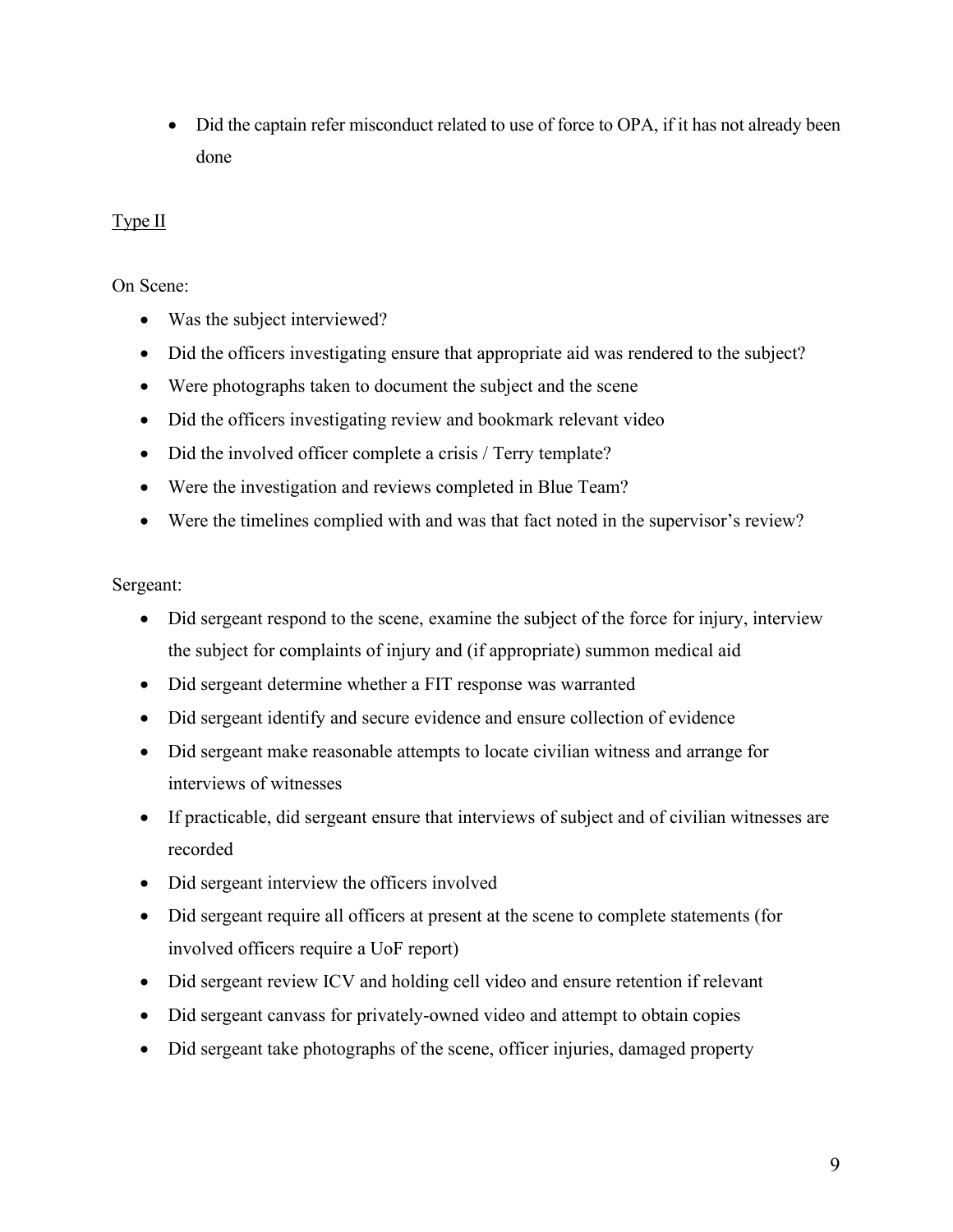- Did the captain refer misconduct related to use of force to OPA, if it has not already been done

<u>Type II</u>

On Scene:

- Was the subject interviewed?
- Did the officers investigating ensure that appropriate aid was rendered to the subject?
- Were photographs taken to document the subject and the scene
- Did the officers investigating review and bookmark relevant video
- Did the involved officer complete a crisis / Terry template?
- Were the investigation and reviews completed in Blue Team?
- Were the timelines complied with and was that fact noted in the supervisor's review?

Sergeant:

- Did sergeant respond to the scene, examine the subject of the force for injury, interview the subject for complaints of injury and (if appropriate) summon medical aid
- Did sergeant determine whether a FIT response was warranted
- Did sergeant identify and secure evidence and ensure collection of evidence
- Did sergeant make reasonable attempts to locate civilian witness and arrange for interviews of witnesses
- If practicable, did sergeant ensure that interviews of subject and of civilian witnesses are recorded
- Did sergeant interview the officers involved
- Did sergeant require all officers at present at the scene to complete statements (for involved officers require a UoF report)
- Did sergeant review ICV and holding cell video and ensure retention if relevant
- Did sergeant canvass for privately-owned video and attempt to obtain copies
- Did sergeant take photographs of the scene, officer injuries, damaged property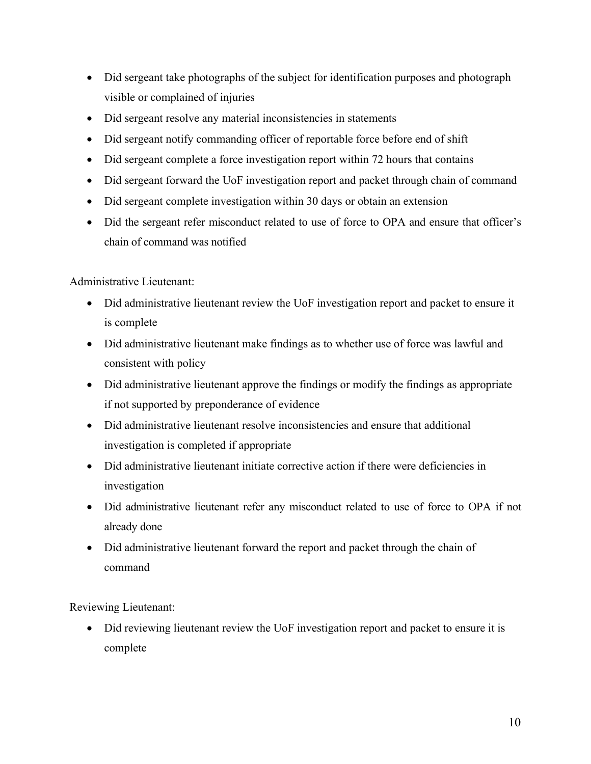- Did sergeant take photographs of the subject for identification purposes and photograph visible or complained of injuries
- Did sergeant resolve any material inconsistencies in statements
- Did sergeant notify commanding officer of reportable force before end of shift
- Did sergeant complete a force investigation report within 72 hours that contains
- Did sergeant forward the UoF investigation report and packet through chain of command
- Did sergeant complete investigation within 30 days or obtain an extension
- Did the sergeant refer misconduct related to use of force to OPA and ensure that officer's chain of command was notified

Administrative Lieutenant:

- Did administrative lieutenant review the UoF investigation report and packet to ensure it is complete
- Did administrative lieutenant make findings as to whether use of force was lawful and consistent with policy
- Did administrative lieutenant approve the findings or modify the findings as appropriate if not supported by preponderance of evidence
- Did administrative lieutenant resolve inconsistencies and ensure that additional investigation is completed if appropriate
- Did administrative lieutenant initiate corrective action if there were deficiencies in investigation
- Did administrative lieutenant refer any misconduct related to use of force to OPA if not already done
- Did administrative lieutenant forward the report and packet through the chain of command

Reviewing Lieutenant:

- Did reviewing lieutenant review the UoF investigation report and packet to ensure it is complete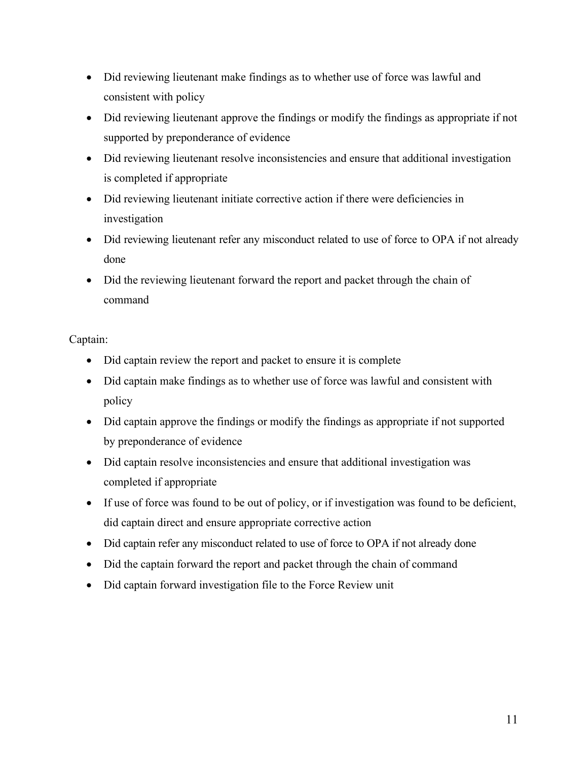- Did reviewing lieutenant make findings as to whether use of force was lawful and consistent with policy
- Did reviewing lieutenant approve the findings or modify the findings as appropriate if not supported by preponderance of evidence
- Did reviewing lieutenant resolve inconsistencies and ensure that additional investigation is completed if appropriate
- Did reviewing lieutenant initiate corrective action if there were deficiencies in investigation
- Did reviewing lieutenant refer any misconduct related to use of force to OPA if not already done
- Did the reviewing lieutenant forward the report and packet through the chain of command

Captain:

- Did captain review the report and packet to ensure it is complete
- Did captain make findings as to whether use of force was lawful and consistent with policy
- Did captain approve the findings or modify the findings as appropriate if not supported by preponderance of evidence
- Did captain resolve inconsistencies and ensure that additional investigation was completed if appropriate
- If use of force was found to be out of policy, or if investigation was found to be deficient, did captain direct and ensure appropriate corrective action
- Did captain refer any misconduct related to use of force to OPA if not already done
- Did the captain forward the report and packet through the chain of command
- Did captain forward investigation file to the Force Review unit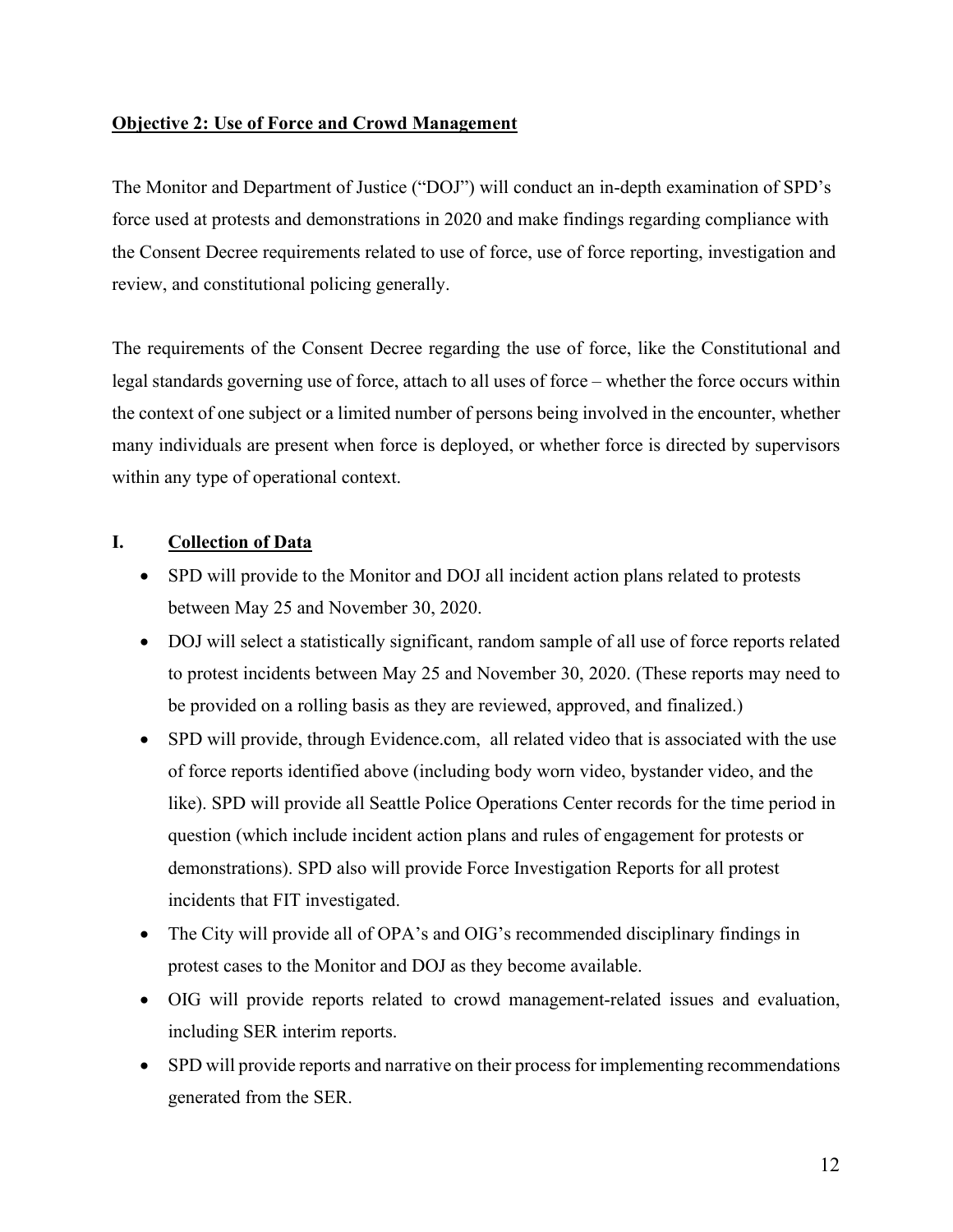**Objective 2: Use of Force and Crowd Management**

The Monitor and Department of Justice ("DOJ") will conduct an in-depth examination of SPD's force used at protests and demonstrations in 2020 and make findings regarding compliance with the Consent Decree requirements related to use of force, use of force reporting, investigation and review, and constitutional policing generally.

The requirements of the Consent Decree regarding the use of force, like the Constitutional and legal standards governing use of force, attach to all uses of force – whether the force occurs within the context of one subject or a limited number of persons being involved in the encounter, whether many individuals are present when force is deployed, or whether force is directed by supervisors within any type of operational context.

## I. Collection of Data

- SPD will provide to the Monitor and DOJ all incident action plans related to protests between May 25 and November 30, 2020.
- DOJ will select a statistically significant, random sample of all use of force reports related to protest incidents between May 25 and November 30, 2020. (These reports may need to be provided on a rolling basis as they are reviewed, approved, and finalized.)
- SPD will provide, through Evidence.com, all related video that is associated with the use of force reports identified above (including body worn video, bystander video, and the like). SPD will provide all Seattle Police Operations Center records for the time period in question (which include incident action plans and rules of engagement for protests or demonstrations). SPD also will provide Force Investigation Reports for all protest incidents that FIT investigated.
- The City will provide all of OPA's and OIG's recommended disciplinary findings in protest cases to the Monitor and DOJ as they become available.
- OIG will provide reports related to crowd management-related issues and evaluation, including SER interim reports.
- SPD will provide reports and narrative on their process for implementing recommendations generated from the SER.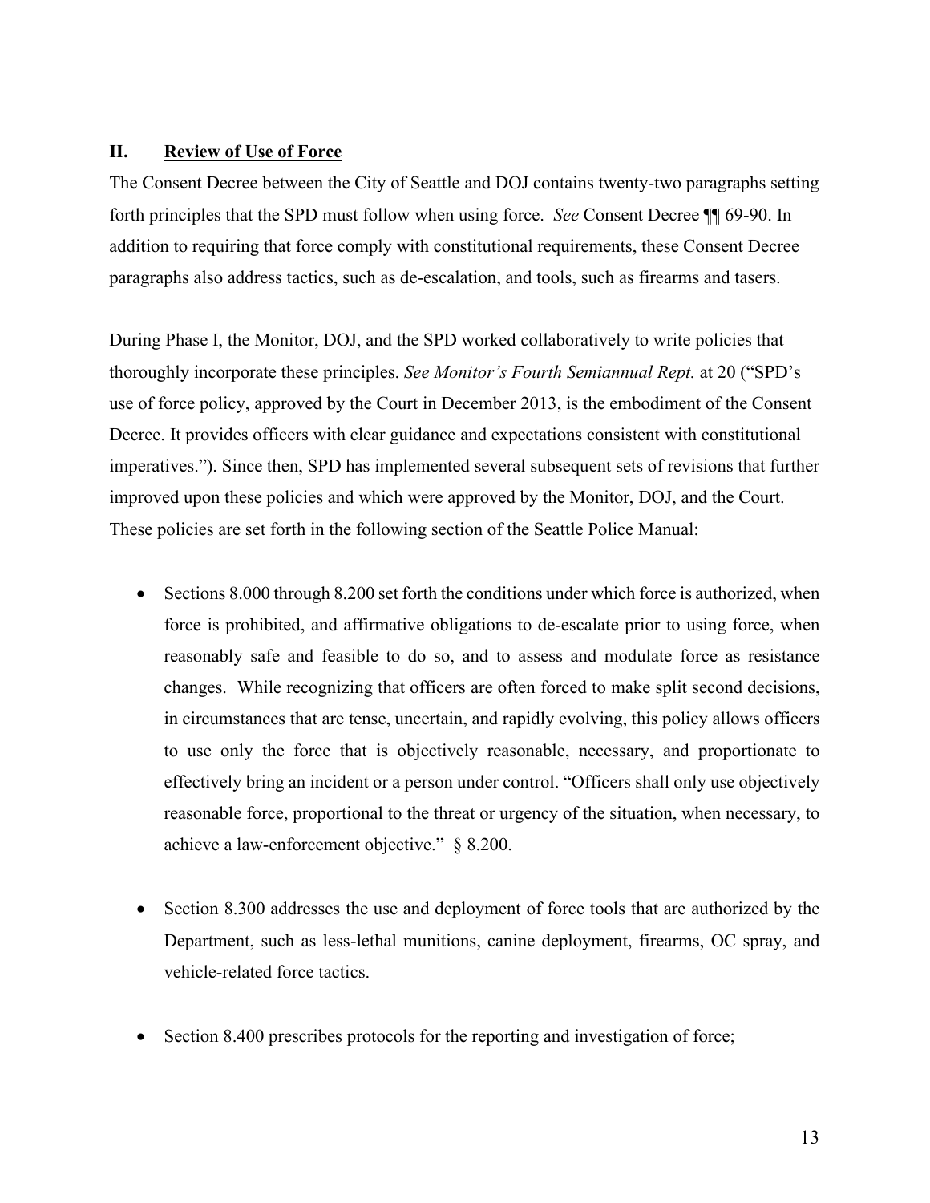## II. Review of Use of Force

The Consent Decree between the City of Seattle and DOJ contains twenty-two paragraphs setting forth principles that the SPD must follow when using force. *See* Consent Decree ¶¶ 69-90. In addition to requiring that force comply with constitutional requirements, these Consent Decree paragraphs also address tactics, such as de-escalation, and tools, such as firearms and tasers.

During Phase I, the Monitor, DOJ, and the SPD worked collaboratively to write policies that thoroughly incorporate these principles. *See Monitor's Fourth Semiannual Rept.* at 20 ("SPD's use of force policy, approved by the Court in December 2013, is the embodiment of the Consent Decree. It provides officers with clear guidance and expectations consistent with constitutional imperatives."). Since then, SPD has implemented several subsequent sets of revisions that further improved upon these policies and which were approved by the Monitor, DOJ, and the Court. These policies are set forth in the following section of the Seattle Police Manual:

- Sections 8.000 through 8.200 set forth the conditions under which force is authorized, when force is prohibited, and affirmative obligations to de-escalate prior to using force, when reasonably safe and feasible to do so, and to assess and modulate force as resistance changes. While recognizing that officers are often forced to make split second decisions, in circumstances that are tense, uncertain, and rapidly evolving, this policy allows officers to use only the force that is objectively reasonable, necessary, and proportionate to effectively bring an incident or a person under control. "Officers shall only use objectively reasonable force, proportional to the threat or urgency of the situation, when necessary, to achieve a law-enforcement objective." § 8.200.

- Section 8.300 addresses the use and deployment of force tools that are authorized by the Department, such as less-lethal munitions, canine deployment, firearms, OC spray, and vehicle-related force tactics.

- Section 8.400 prescribes protocols for the reporting and investigation of force;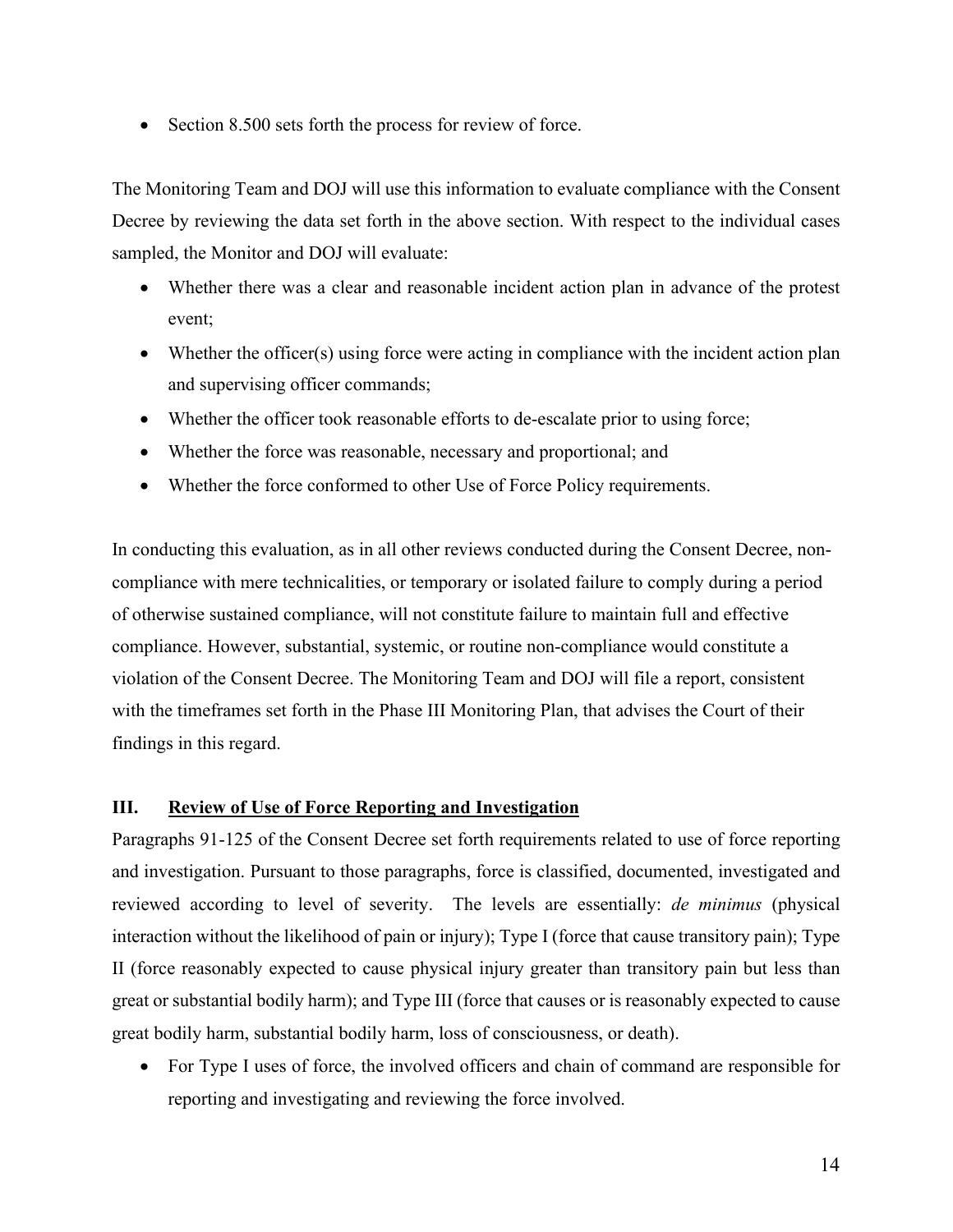- Section 8.500 sets forth the process for review of force.

The Monitoring Team and DOJ will use this information to evaluate compliance with the Consent Decree by reviewing the data set forth in the above section. With respect to the individual cases sampled, the Monitor and DOJ will evaluate:

- Whether there was a clear and reasonable incident action plan in advance of the protest event;
- Whether the officer(s) using force were acting in compliance with the incident action plan and supervising officer commands;
- Whether the officer took reasonable efforts to de-escalate prior to using force;
- Whether the force was reasonable, necessary and proportional; and
- Whether the force conformed to other Use of Force Policy requirements.

In conducting this evaluation, as in all other reviews conducted during the Consent Decree, non-compliance with mere technicalities, or temporary or isolated failure to comply during a period of otherwise sustained compliance, will not constitute failure to maintain full and effective compliance. However, substantial, systemic, or routine non-compliance would constitute a violation of the Consent Decree. The Monitoring Team and DOJ will file a report, consistent with the timeframes set forth in the Phase III Monitoring Plan, that advises the Court of their findings in this regard.

## III. Review of Use of Force Reporting and Investigation

Paragraphs 91-125 of the Consent Decree set forth requirements related to use of force reporting and investigation. Pursuant to those paragraphs, force is classified, documented, investigated and reviewed according to level of severity. The levels are essentially: *de minimus* (physical interaction without the likelihood of pain or injury); Type I (force that cause transitory pain); Type II (force reasonably expected to cause physical injury greater than transitory pain but less than great or substantial bodily harm); and Type III (force that causes or is reasonably expected to cause great bodily harm, substantial bodily harm, loss of consciousness, or death).

- For Type I uses of force, the involved officers and chain of command are responsible for reporting and investigating and reviewing the force involved.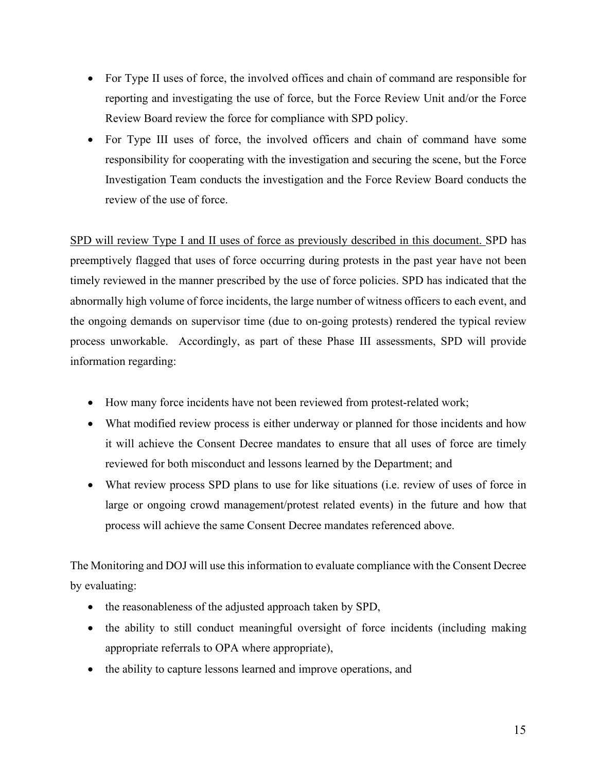- For Type II uses of force, the involved offices and chain of command are responsible for reporting and investigating the use of force, but the Force Review Unit and/or the Force Review Board review the force for compliance with SPD policy.
- For Type III uses of force, the involved officers and chain of command have some responsibility for cooperating with the investigation and securing the scene, but the Force Investigation Team conducts the investigation and the Force Review Board conducts the review of the use of force.

<u>SPD will review Type I and II uses of force as previously described in this document.</u> SPD has preemptively flagged that uses of force occurring during protests in the past year have not been timely reviewed in the manner prescribed by the use of force policies. SPD has indicated that the abnormally high volume of force incidents, the large number of witness officers to each event, and the ongoing demands on supervisor time (due to on-going protests) rendered the typical review process unworkable. Accordingly, as part of these Phase III assessments, SPD will provide information regarding:

- How many force incidents have not been reviewed from protest-related work;
- What modified review process is either underway or planned for those incidents and how it will achieve the Consent Decree mandates to ensure that all uses of force are timely reviewed for both misconduct and lessons learned by the Department; and
- What review process SPD plans to use for like situations (i.e. review of uses of force in large or ongoing crowd management/protest related events) in the future and how that process will achieve the same Consent Decree mandates referenced above.

The Monitoring and DOJ will use this information to evaluate compliance with the Consent Decree by evaluating:

- the reasonableness of the adjusted approach taken by SPD,
- the ability to still conduct meaningful oversight of force incidents (including making appropriate referrals to OPA where appropriate),
- the ability to capture lessons learned and improve operations, and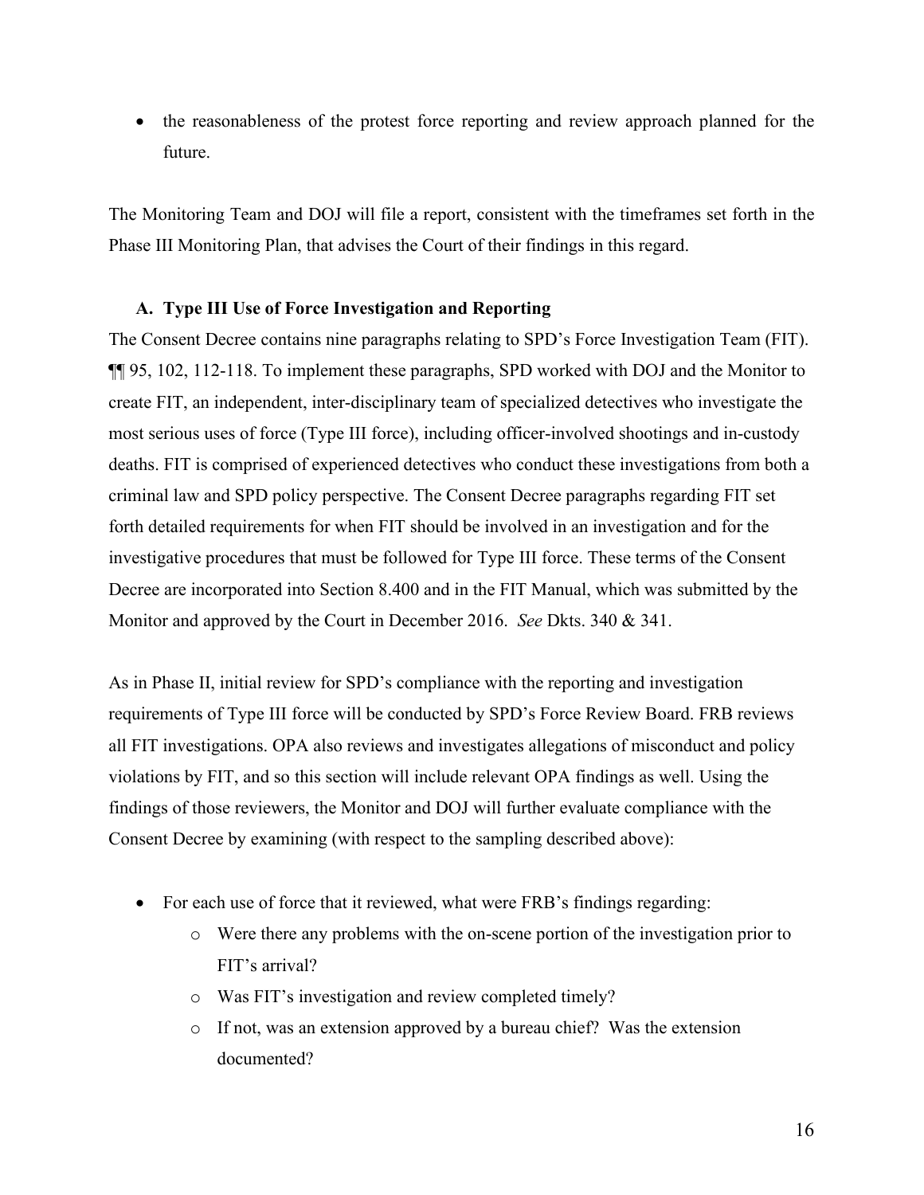- the reasonableness of the protest force reporting and review approach planned for the future.

The Monitoring Team and DOJ will file a report, consistent with the timeframes set forth in the Phase III Monitoring Plan, that advises the Court of their findings in this regard.

### A. Type III Use of Force Investigation and Reporting

The Consent Decree contains nine paragraphs relating to SPD's Force Investigation Team (FIT). ¶¶ 95, 102, 112-118. To implement these paragraphs, SPD worked with DOJ and the Monitor to create FIT, an independent, inter-disciplinary team of specialized detectives who investigate the most serious uses of force (Type III force), including officer-involved shootings and in-custody deaths. FIT is comprised of experienced detectives who conduct these investigations from both a criminal law and SPD policy perspective. The Consent Decree paragraphs regarding FIT set forth detailed requirements for when FIT should be involved in an investigation and for the investigative procedures that must be followed for Type III force. These terms of the Consent Decree are incorporated into Section 8.400 and in the FIT Manual, which was submitted by the Monitor and approved by the Court in December 2016. *See* Dkts. 340 & 341.

As in Phase II, initial review for SPD's compliance with the reporting and investigation requirements of Type III force will be conducted by SPD's Force Review Board. FRB reviews all FIT investigations. OPA also reviews and investigates allegations of misconduct and policy violations by FIT, and so this section will include relevant OPA findings as well. Using the findings of those reviewers, the Monitor and DOJ will further evaluate compliance with the Consent Decree by examining (with respect to the sampling described above):

- For each use of force that it reviewed, what were FRB's findings regarding:
    - Were there any problems with the on-scene portion of the investigation prior to FIT's arrival?
    - Was FIT's investigation and review completed timely?
    - If not, was an extension approved by a bureau chief? Was the extension documented?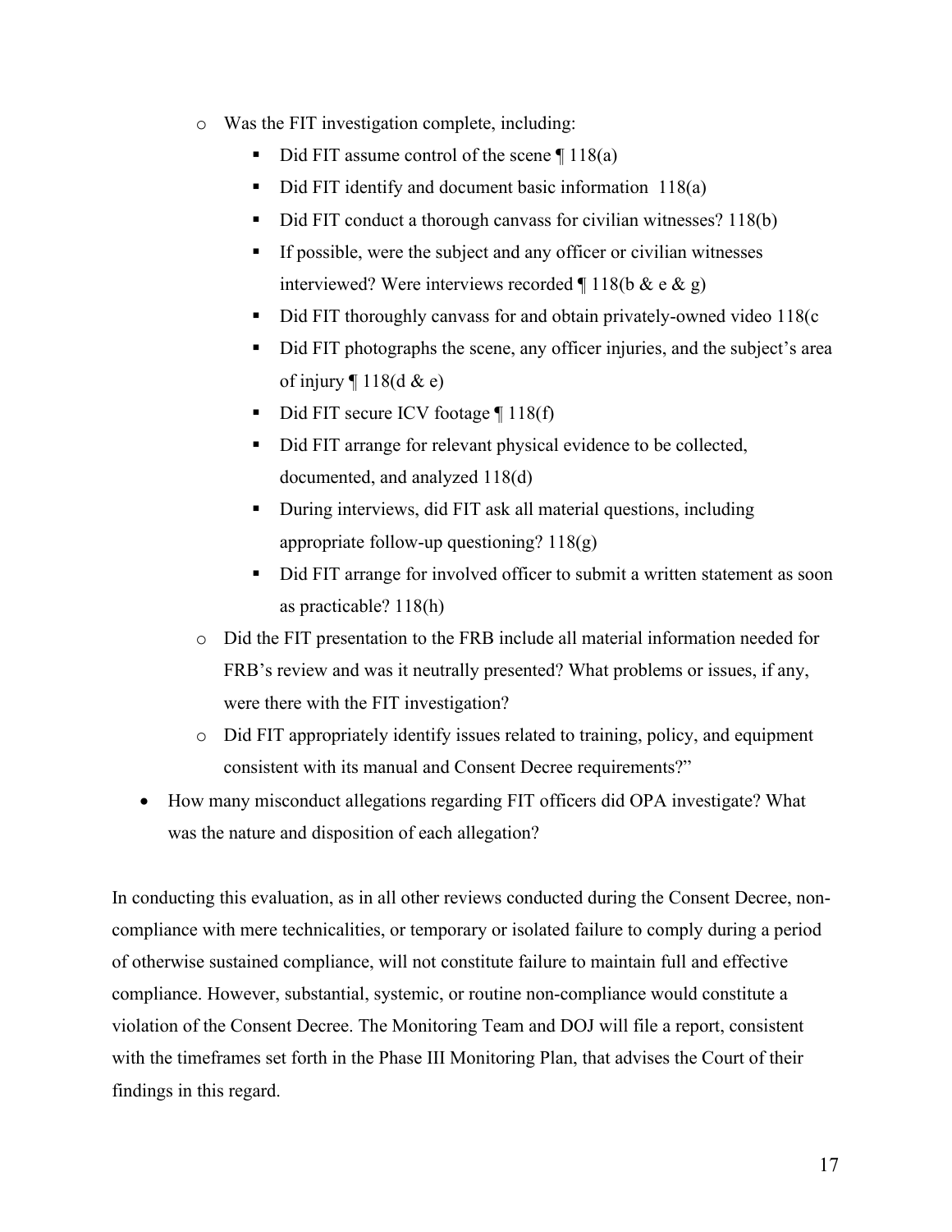- Was the FIT investigation complete, including:
  - Did FIT assume control of the scene ¶ 118(a)
  - Did FIT identify and document basic information  118(a)
  - Did FIT conduct a thorough canvass for civilian witnesses? 118(b)
  - If possible, were the subject and any officer or civilian witnesses interviewed? Were interviews recorded ¶ 118(b & e & g)
  - Did FIT thoroughly canvass for and obtain privately-owned video 118(c
  - Did FIT photographs the scene, any officer injuries, and the subject's area of injury ¶ 118(d & e)
  - Did FIT secure ICV footage ¶ 118(f)
  - Did FIT arrange for relevant physical evidence to be collected, documented, and analyzed 118(d)
  - During interviews, did FIT ask all material questions, including appropriate follow-up questioning? 118(g)
  - Did FIT arrange for involved officer to submit a written statement as soon as practicable? 118(h)
- Did the FIT presentation to the FRB include all material information needed for FRB's review and was it neutrally presented? What problems or issues, if any, were there with the FIT investigation?
- Did FIT appropriately identify issues related to training, policy, and equipment consistent with its manual and Consent Decree requirements?"

- How many misconduct allegations regarding FIT officers did OPA investigate? What was the nature and disposition of each allegation?

In conducting this evaluation, as in all other reviews conducted during the Consent Decree, non-compliance with mere technicalities, or temporary or isolated failure to comply during a period of otherwise sustained compliance, will not constitute failure to maintain full and effective compliance. However, substantial, systemic, or routine non-compliance would constitute a violation of the Consent Decree. The Monitoring Team and DOJ will file a report, consistent with the timeframes set forth in the Phase III Monitoring Plan, that advises the Court of their findings in this regard.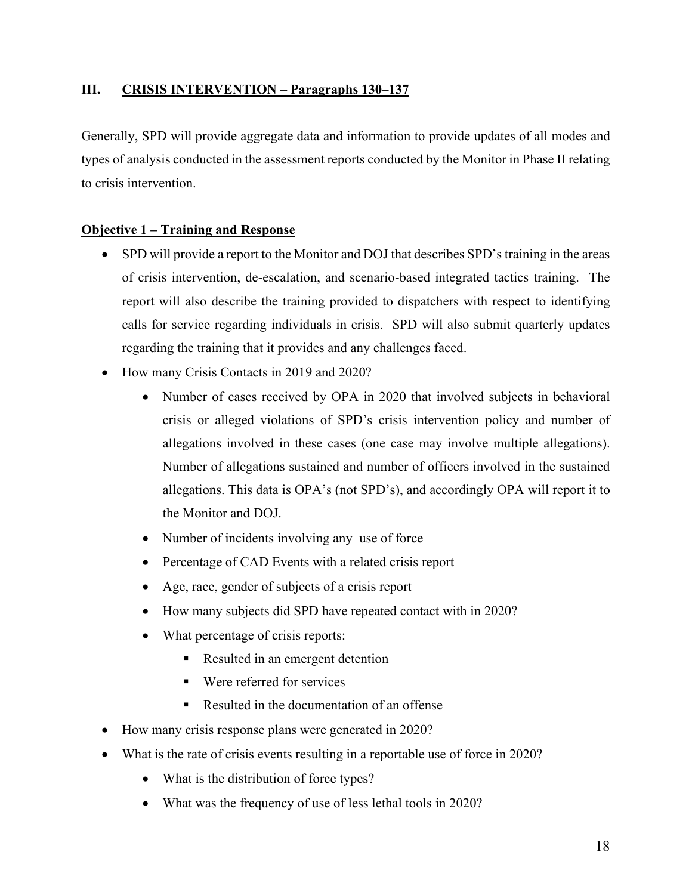## III. CRISIS INTERVENTION – Paragraphs 130–137

Generally, SPD will provide aggregate data and information to provide updates of all modes and types of analysis conducted in the assessment reports conducted by the Monitor in Phase II relating to crisis intervention.

**Objective 1 – Training and Response**

- SPD will provide a report to the Monitor and DOJ that describes SPD's training in the areas of crisis intervention, de-escalation, and scenario-based integrated tactics training. The report will also describe the training provided to dispatchers with respect to identifying calls for service regarding individuals in crisis. SPD will also submit quarterly updates regarding the training that it provides and any challenges faced.
- How many Crisis Contacts in 2019 and 2020?
    - Number of cases received by OPA in 2020 that involved subjects in behavioral crisis or alleged violations of SPD's crisis intervention policy and number of allegations involved in these cases (one case may involve multiple allegations). Number of allegations sustained and number of officers involved in the sustained allegations. This data is OPA's (not SPD's), and accordingly OPA will report it to the Monitor and DOJ.
    - Number of incidents involving any use of force
    - Percentage of CAD Events with a related crisis report
    - Age, race, gender of subjects of a crisis report
    - How many subjects did SPD have repeated contact with in 2020?
    - What percentage of crisis reports:
        - Resulted in an emergent detention
        - Were referred for services
        - Resulted in the documentation of an offense
- How many crisis response plans were generated in 2020?
- What is the rate of crisis events resulting in a reportable use of force in 2020?
    - What is the distribution of force types?
    - What was the frequency of use of less lethal tools in 2020?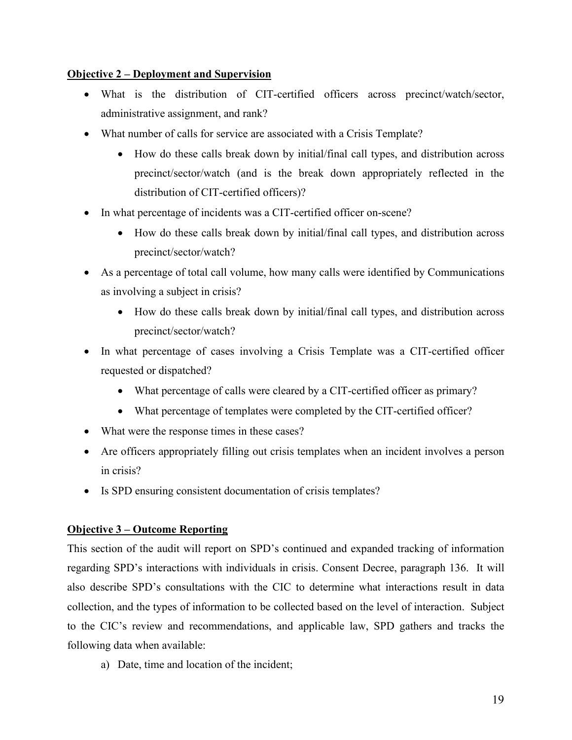**Objective 2 – Deployment and Supervision**

- What is the distribution of CIT-certified officers across precinct/watch/sector, administrative assignment, and rank?
- What number of calls for service are associated with a Crisis Template?
    - How do these calls break down by initial/final call types, and distribution across precinct/sector/watch (and is the break down appropriately reflected in the distribution of CIT-certified officers)?
- In what percentage of incidents was a CIT-certified officer on-scene?
    - How do these calls break down by initial/final call types, and distribution across precinct/sector/watch?
- As a percentage of total call volume, how many calls were identified by Communications as involving a subject in crisis?
    - How do these calls break down by initial/final call types, and distribution across precinct/sector/watch?
- In what percentage of cases involving a Crisis Template was a CIT-certified officer requested or dispatched?
    - What percentage of calls were cleared by a CIT-certified officer as primary?
    - What percentage of templates were completed by the CIT-certified officer?
- What were the response times in these cases?
- Are officers appropriately filling out crisis templates when an incident involves a person in crisis?
- Is SPD ensuring consistent documentation of crisis templates?

**Objective 3 – Outcome Reporting**

This section of the audit will report on SPD's continued and expanded tracking of information regarding SPD's interactions with individuals in crisis. Consent Decree, paragraph 136. It will also describe SPD's consultations with the CIC to determine what interactions result in data collection, and the types of information to be collected based on the level of interaction. Subject to the CIC's review and recommendations, and applicable law, SPD gathers and tracks the following data when available:

a) Date, time and location of the incident;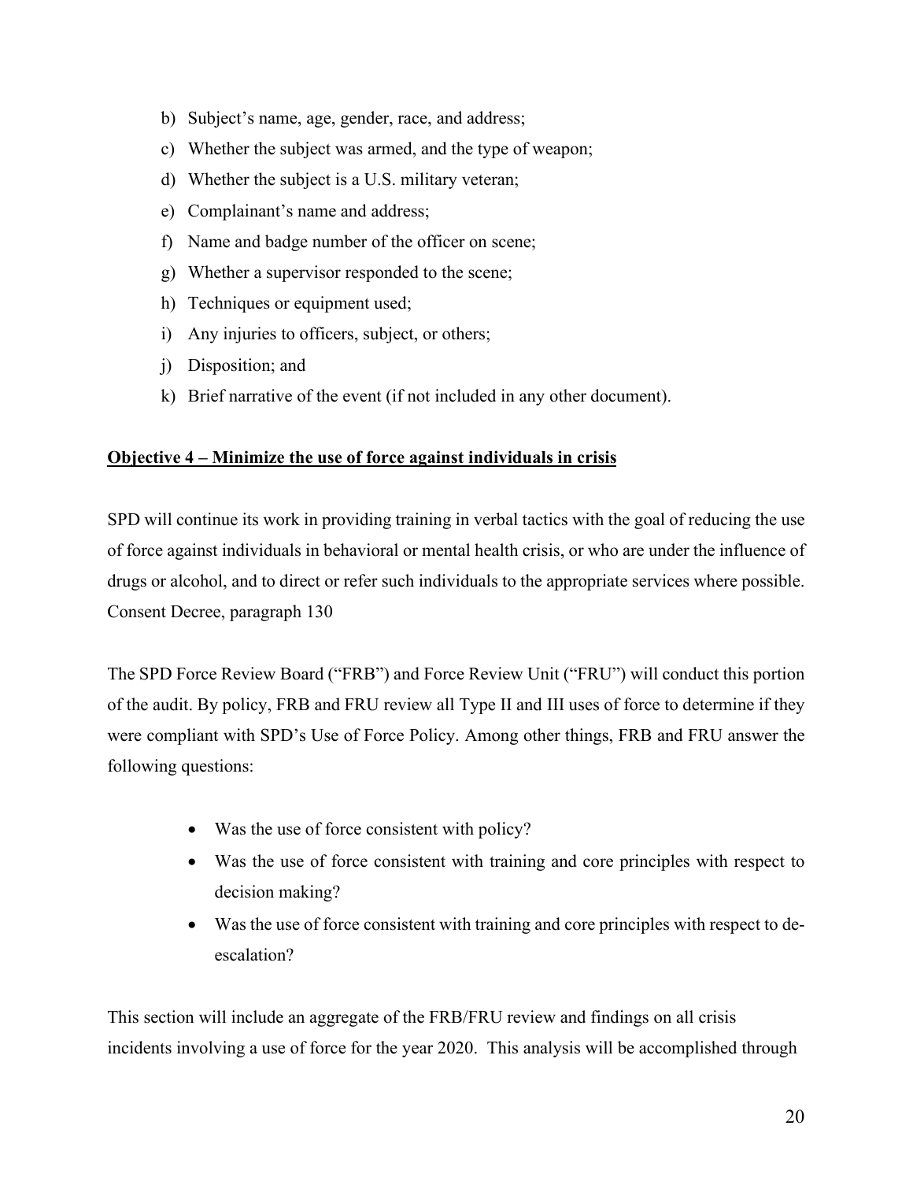b) Subject's name, age, gender, race, and address;
c) Whether the subject was armed, and the type of weapon;
d) Whether the subject is a U.S. military veteran;
e) Complainant's name and address;
f) Name and badge number of the officer on scene;
g) Whether a supervisor responded to the scene;
h) Techniques or equipment used;
i) Any injuries to officers, subject, or others;
j) Disposition; and
k) Brief narrative of the event (if not included in any other document).

**Objective 4 – Minimize the use of force against individuals in crisis**

SPD will continue its work in providing training in verbal tactics with the goal of reducing the use of force against individuals in behavioral or mental health crisis, or who are under the influence of drugs or alcohol, and to direct or refer such individuals to the appropriate services where possible. Consent Decree, paragraph 130

The SPD Force Review Board ("FRB") and Force Review Unit ("FRU") will conduct this portion of the audit. By policy, FRB and FRU review all Type II and III uses of force to determine if they were compliant with SPD's Use of Force Policy. Among other things, FRB and FRU answer the following questions:

- Was the use of force consistent with policy?
- Was the use of force consistent with training and core principles with respect to decision making?
- Was the use of force consistent with training and core principles with respect to de-escalation?

This section will include an aggregate of the FRB/FRU review and findings on all crisis incidents involving a use of force for the year 2020. This analysis will be accomplished through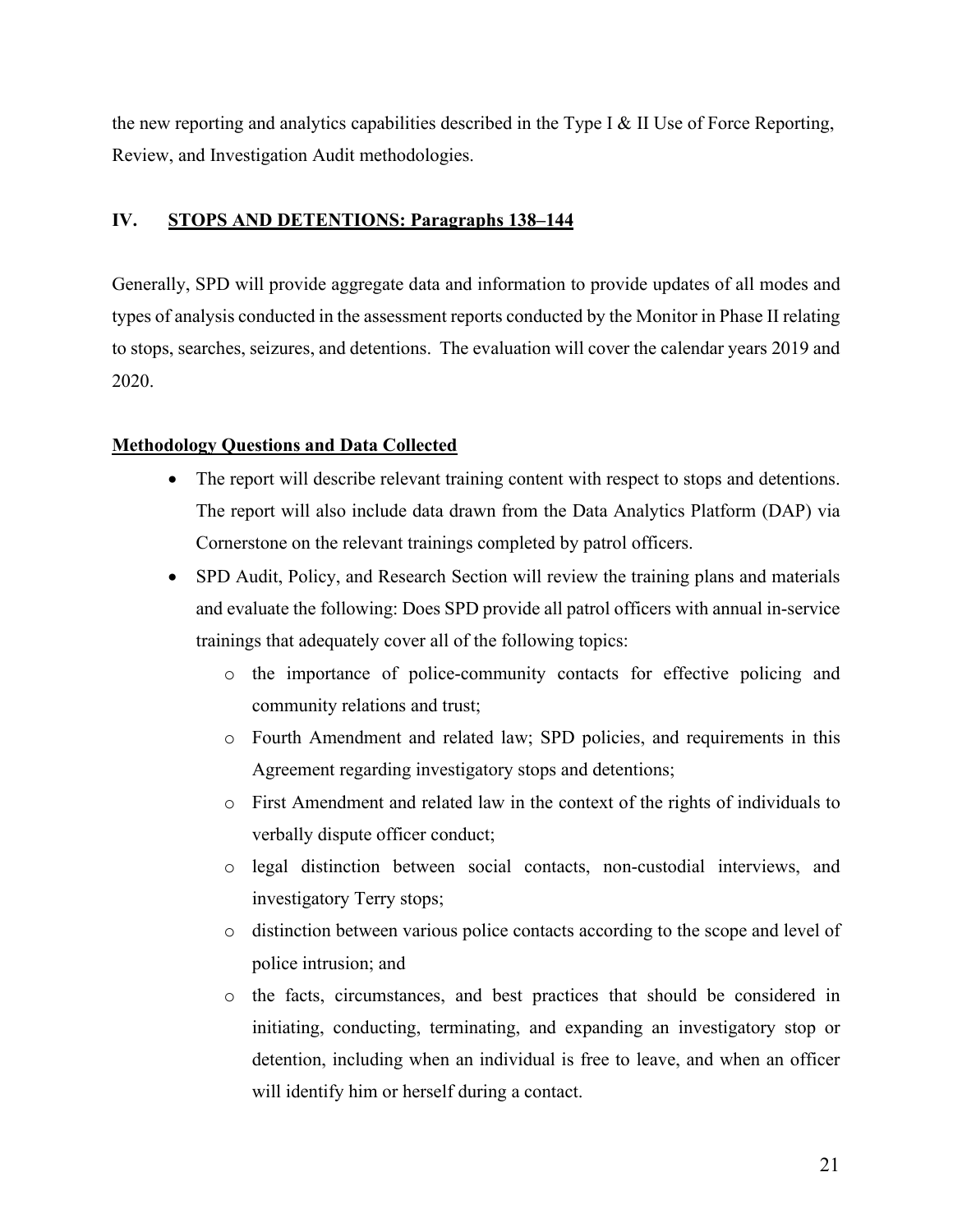the new reporting and analytics capabilities described in the Type I & II Use of Force Reporting, Review, and Investigation Audit methodologies.

## IV. STOPS AND DETENTIONS: Paragraphs 138–144

Generally, SPD will provide aggregate data and information to provide updates of all modes and types of analysis conducted in the assessment reports conducted by the Monitor in Phase II relating to stops, searches, seizures, and detentions. The evaluation will cover the calendar years 2019 and 2020.

### Methodology Questions and Data Collected

- The report will describe relevant training content with respect to stops and detentions. The report will also include data drawn from the Data Analytics Platform (DAP) via Cornerstone on the relevant trainings completed by patrol officers.
- SPD Audit, Policy, and Research Section will review the training plans and materials and evaluate the following: Does SPD provide all patrol officers with annual in-service trainings that adequately cover all of the following topics:
  - the importance of police-community contacts for effective policing and community relations and trust;
  - Fourth Amendment and related law; SPD policies, and requirements in this Agreement regarding investigatory stops and detentions;
  - First Amendment and related law in the context of the rights of individuals to verbally dispute officer conduct;
  - legal distinction between social contacts, non-custodial interviews, and investigatory Terry stops;
  - distinction between various police contacts according to the scope and level of police intrusion; and
  - the facts, circumstances, and best practices that should be considered in initiating, conducting, terminating, and expanding an investigatory stop or detention, including when an individual is free to leave, and when an officer will identify him or herself during a contact.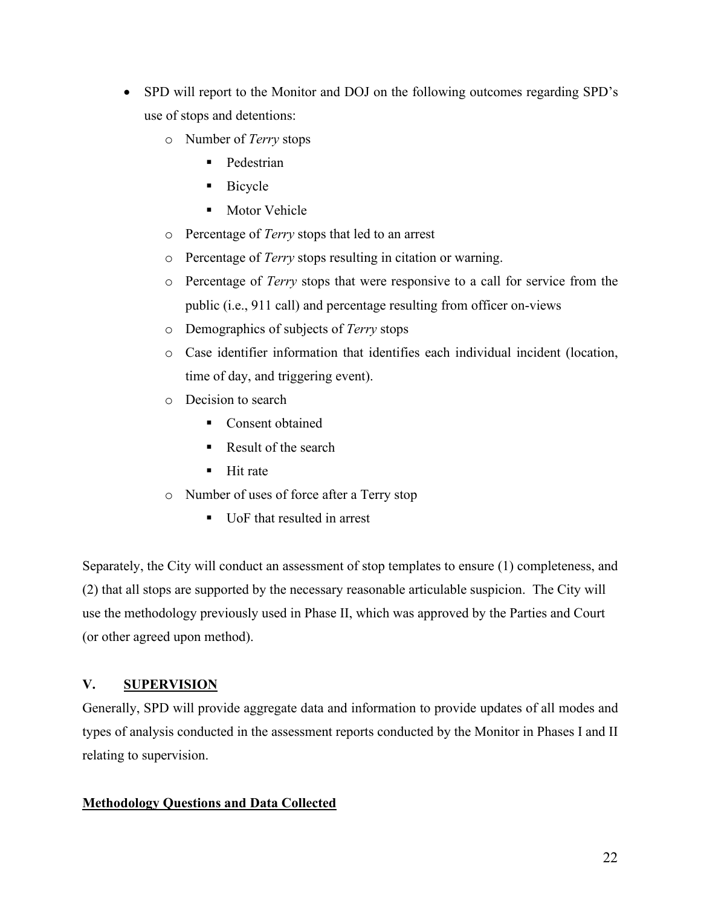- SPD will report to the Monitor and DOJ on the following outcomes regarding SPD's use of stops and detentions:
    - Number of *Terry* stops
        - Pedestrian
        - Bicycle
        - Motor Vehicle
    - Percentage of *Terry* stops that led to an arrest
    - Percentage of *Terry* stops resulting in citation or warning.
    - Percentage of *Terry* stops that were responsive to a call for service from the public (i.e., 911 call) and percentage resulting from officer on-views
    - Demographics of subjects of *Terry* stops
    - Case identifier information that identifies each individual incident (location, time of day, and triggering event).
    - Decision to search
        - Consent obtained
        - Result of the search
        - Hit rate
    - Number of uses of force after a Terry stop
        - UoF that resulted in arrest

Separately, the City will conduct an assessment of stop templates to ensure (1) completeness, and (2) that all stops are supported by the necessary reasonable articulable suspicion. The City will use the methodology previously used in Phase II, which was approved by the Parties and Court (or other agreed upon method).

## V. <u>SUPERVISION</u>

Generally, SPD will provide aggregate data and information to provide updates of all modes and types of analysis conducted in the assessment reports conducted by the Monitor in Phases I and II relating to supervision.

### <u>Methodology Questions and Data Collected</u>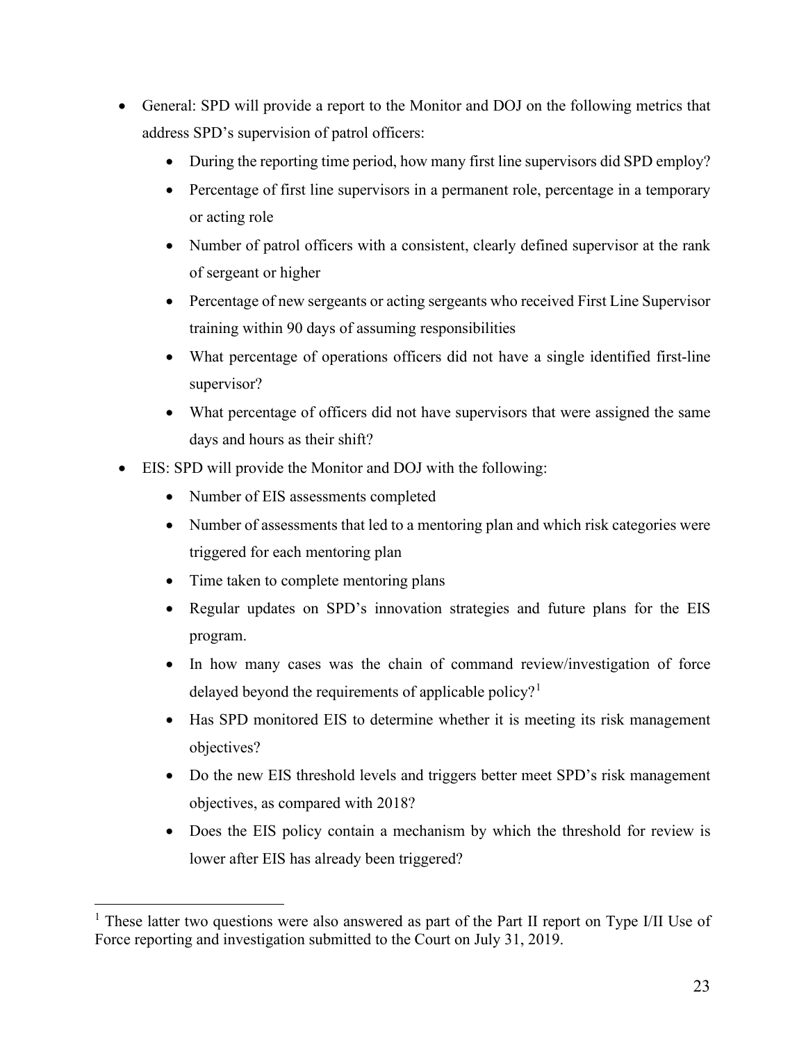- General: SPD will provide a report to the Monitor and DOJ on the following metrics that address SPD's supervision of patrol officers:
  - During the reporting time period, how many first line supervisors did SPD employ?
  - Percentage of first line supervisors in a permanent role, percentage in a temporary or acting role
  - Number of patrol officers with a consistent, clearly defined supervisor at the rank of sergeant or higher
  - Percentage of new sergeants or acting sergeants who received First Line Supervisor training within 90 days of assuming responsibilities
  - What percentage of operations officers did not have a single identified first-line supervisor?
  - What percentage of officers did not have supervisors that were assigned the same days and hours as their shift?
- EIS: SPD will provide the Monitor and DOJ with the following:
  - Number of EIS assessments completed
  - Number of assessments that led to a mentoring plan and which risk categories were triggered for each mentoring plan
  - Time taken to complete mentoring plans
  - Regular updates on SPD's innovation strategies and future plans for the EIS program.
  - In how many cases was the chain of command review/investigation of force delayed beyond the requirements of applicable policy?[1]
  - Has SPD monitored EIS to determine whether it is meeting its risk management objectives?
  - Do the new EIS threshold levels and triggers better meet SPD's risk management objectives, as compared with 2018?
  - Does the EIS policy contain a mechanism by which the threshold for review is lower after EIS has already been triggered?

[1] These latter two questions were also answered as part of the Part II report on Type I/II Use of Force reporting and investigation submitted to the Court on July 31, 2019.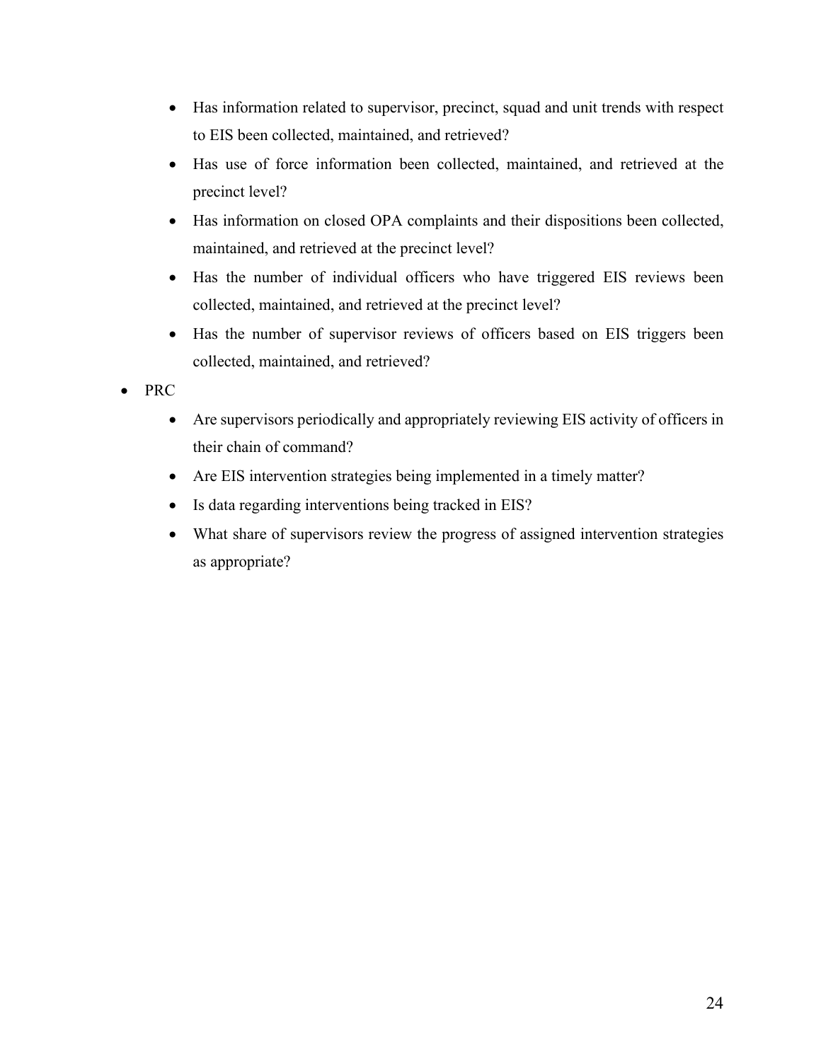- Has information related to supervisor, precinct, squad and unit trends with respect to EIS been collected, maintained, and retrieved?
  - Has use of force information been collected, maintained, and retrieved at the precinct level?
  - Has information on closed OPA complaints and their dispositions been collected, maintained, and retrieved at the precinct level?
  - Has the number of individual officers who have triggered EIS reviews been collected, maintained, and retrieved at the precinct level?
  - Has the number of supervisor reviews of officers based on EIS triggers been collected, maintained, and retrieved?
- PRC
  - Are supervisors periodically and appropriately reviewing EIS activity of officers in their chain of command?
  - Are EIS intervention strategies being implemented in a timely matter?
  - Is data regarding interventions being tracked in EIS?
  - What share of supervisors review the progress of assigned intervention strategies as appropriate?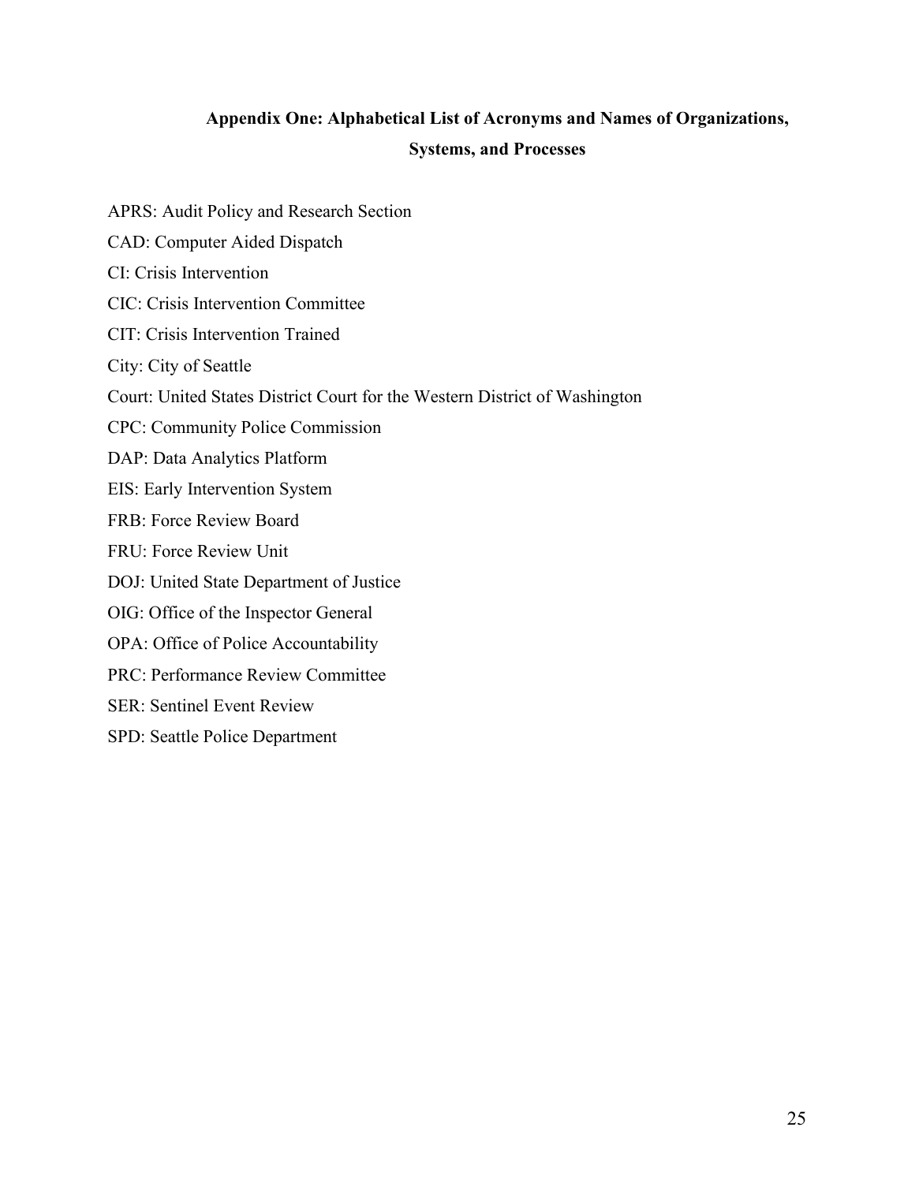## Appendix One: Alphabetical List of Acronyms and Names of Organizations, Systems, and Processes

APRS: Audit Policy and Research Section

CAD: Computer Aided Dispatch

CI: Crisis Intervention

CIC: Crisis Intervention Committee

CIT: Crisis Intervention Trained

City: City of Seattle

Court: United States District Court for the Western District of Washington

CPC: Community Police Commission

DAP: Data Analytics Platform

EIS: Early Intervention System

FRB: Force Review Board

FRU: Force Review Unit

DOJ: United State Department of Justice

OIG: Office of the Inspector General

OPA: Office of Police Accountability

PRC: Performance Review Committee

SER: Sentinel Event Review

SPD: Seattle Police Department